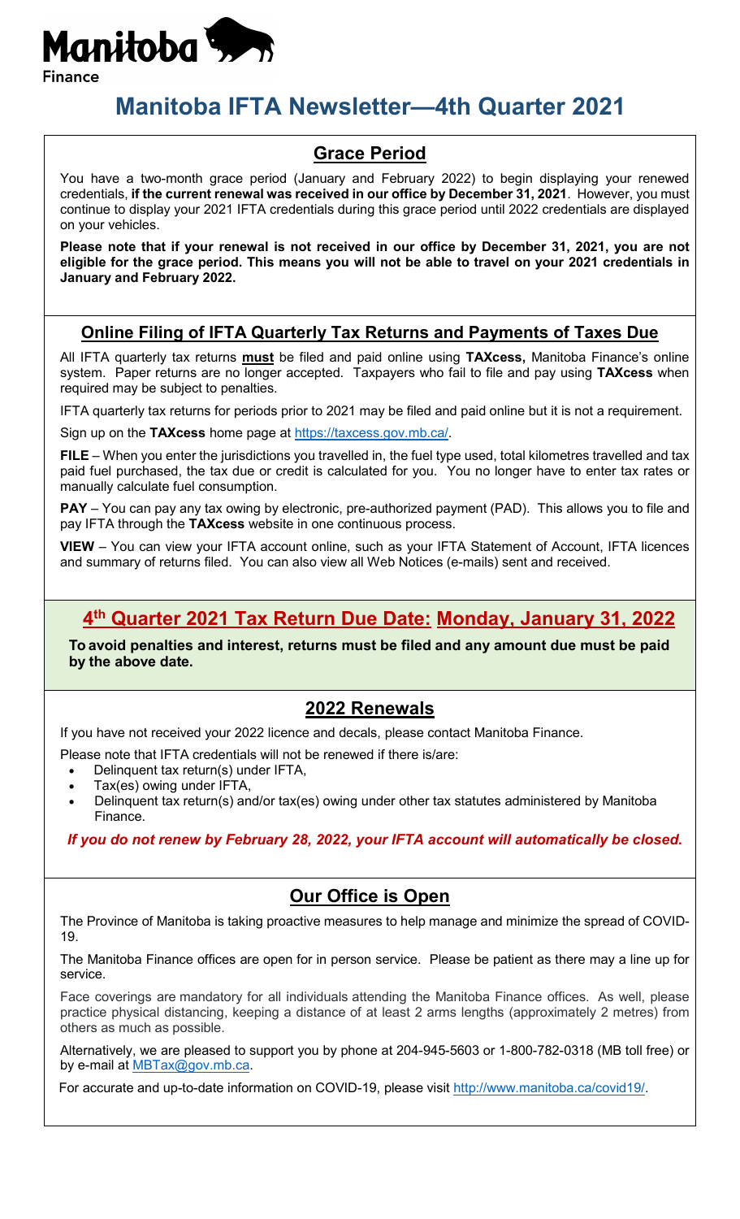Manitoba

Finance

# Manitoba IFTA Newsletter—4th Quarter 2021

## Grace Period

You have a two-month grace period (January and February 2022) to begin displaying your renewed credentials, **if the current renewal was received in our office by December 31, 2021**. However, you must continue to display your 2021 IFTA credentials during this grace period until 2022 credentials are displayed on your vehicles.

**Please note that if your renewal is not received in our office by December 31, 2021, you are not eligible for the grace period. This means you will not be able to travel on your 2021 credentials in January and February 2022.**

## Online Filing of IFTA Quarterly Tax Returns and Payments of Taxes Due

All IFTA quarterly tax returns **must** be filed and paid online using **TAXcess,** Manitoba Finance's online system. Paper returns are no longer accepted. Taxpayers who fail to file and pay using **TAXcess** when required may be subject to penalties.

IFTA quarterly tax returns for periods prior to 2021 may be filed and paid online but it is not a requirement.

Sign up on the **TAXcess** home page at https://taxcess.gov.mb.ca/.

**FILE** – When you enter the jurisdictions you travelled in, the fuel type used, total kilometres travelled and tax paid fuel purchased, the tax due or credit is calculated for you. You no longer have to enter tax rates or manually calculate fuel consumption.

**PAY** – You can pay any tax owing by electronic, pre-authorized payment (PAD). This allows you to file and pay IFTA through the **TAXcess** website in one continuous process.

**VIEW** – You can view your IFTA account online, such as your IFTA Statement of Account, IFTA licences and summary of returns filed. You can also view all Web Notices (e-mails) sent and received.

## 4th Quarter 2021 Tax Return Due Date: Monday, January 31, 2022

**To avoid penalties and interest, returns must be filed and any amount due must be paid by the above date.**

## 2022 Renewals

If you have not received your 2022 licence and decals, please contact Manitoba Finance.

Please note that IFTA credentials will not be renewed if there is/are:

- Delinquent tax return(s) under IFTA,
- Tax(es) owing under IFTA,
- Delinquent tax return(s) and/or tax(es) owing under other tax statutes administered by Manitoba Finance.

***If you do not renew by February 28, 2022, your IFTA account will automatically be closed.***

## Our Office is Open

The Province of Manitoba is taking proactive measures to help manage and minimize the spread of COVID-19.

The Manitoba Finance offices are open for in person service. Please be patient as there may a line up for service.

Face coverings are mandatory for all individuals attending the Manitoba Finance offices. As well, please practice physical distancing, keeping a distance of at least 2 arms lengths (approximately 2 metres) from others as much as possible.

Alternatively, we are pleased to support you by phone at 204-945-5603 or 1-800-782-0318 (MB toll free) or by e-mail at MBTax@gov.mb.ca.

For accurate and up-to-date information on COVID-19, please visit http://www.manitoba.ca/covid19/.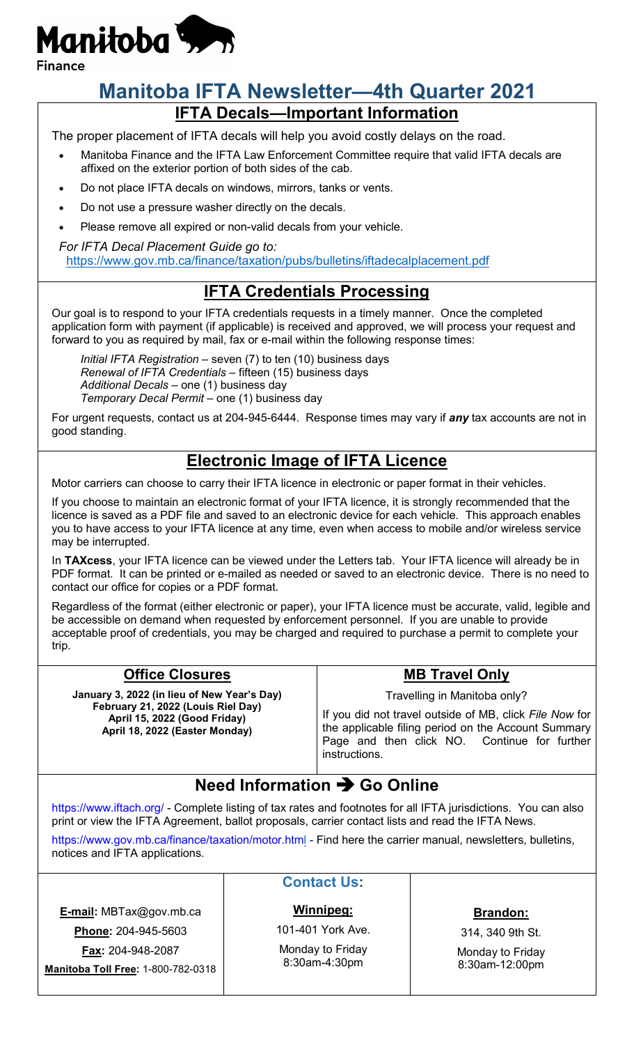Manitoba

Finance

# Manitoba IFTA Newsletter—4th Quarter 2021

## IFTA Decals—Important Information

The proper placement of IFTA decals will help you avoid costly delays on the road.

- Manitoba Finance and the IFTA Law Enforcement Committee require that valid IFTA decals are affixed on the exterior portion of both sides of the cab.
- Do not place IFTA decals on windows, mirrors, tanks or vents.
- Do not use a pressure washer directly on the decals.
- Please remove all expired or non-valid decals from your vehicle.

*For IFTA Decal Placement Guide go to:*
https://www.gov.mb.ca/finance/taxation/pubs/bulletins/iftadecalplacement.pdf

## IFTA Credentials Processing

Our goal is to respond to your IFTA credentials requests in a timely manner. Once the completed application form with payment (if applicable) is received and approved, we will process your request and forward to you as required by mail, fax or e-mail within the following response times:

*Initial IFTA Registration* – seven (7) to ten (10) business days
*Renewal of IFTA Credentials* – fifteen (15) business days
*Additional Decals* – one (1) business day
*Temporary Decal Permit* – one (1) business day

For urgent requests, contact us at 204-945-6444. Response times may vary if ***any*** tax accounts are not in good standing.

## Electronic Image of IFTA Licence

Motor carriers can choose to carry their IFTA licence in electronic or paper format in their vehicles.

If you choose to maintain an electronic format of your IFTA licence, it is strongly recommended that the licence is saved as a PDF file and saved to an electronic device for each vehicle. This approach enables you to have access to your IFTA licence at any time, even when access to mobile and/or wireless service may be interrupted.

In **TAXcess**, your IFTA licence can be viewed under the Letters tab. Your IFTA licence will already be in PDF format. It can be printed or e-mailed as needed or saved to an electronic device. There is no need to contact our office for copies or a PDF format.

Regardless of the format (either electronic or paper), your IFTA licence must be accurate, valid, legible and be accessible on demand when requested by enforcement personnel. If you are unable to provide acceptable proof of credentials, you may be charged and required to purchase a permit to complete your trip.

## Office Closures

**January 3, 2022 (in lieu of New Year's Day)**
**February 21, 2022 (Louis Riel Day)**
**April 15, 2022 (Good Friday)**
**April 18, 2022 (Easter Monday)**

## MB Travel Only

Travelling in Manitoba only?

If you did not travel outside of MB, click *File Now* for the applicable filing period on the Account Summary Page and then click NO. Continue for further instructions.

## Need Information ➔ Go Online

https://www.iftach.org/ - Complete listing of tax rates and footnotes for all IFTA jurisdictions. You can also print or view the IFTA Agreement, ballot proposals, carrier contact lists and read the IFTA News.

https://www.gov.mb.ca/finance/taxation/motor.html - Find here the carrier manual, newsletters, bulletins, notices and IFTA applications.

## Contact Us:

**E-mail:** MBTax@gov.mb.ca
**Phone:** 204-945-5603
**Fax:** 204-948-2087
**Manitoba Toll Free:** 1-800-782-0318

**Winnipeg:**
101-401 York Ave.
Monday to Friday
8:30am-4:30pm

**Brandon:**
314, 340 9th St.
Monday to Friday
8:30am-12:00pm